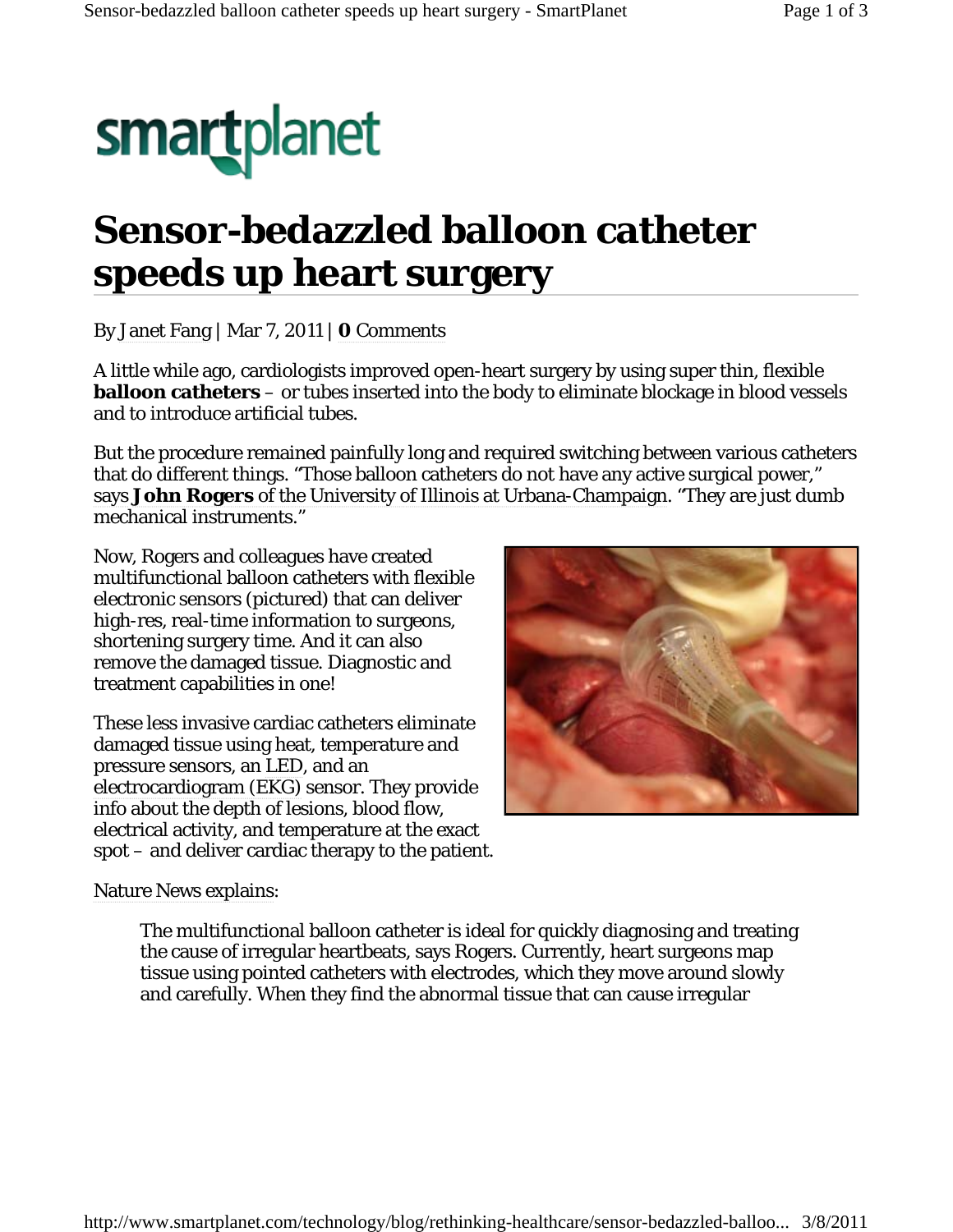smartplanet

# Sensor-bedazzled balloon catheter speeds up heart surgery

By Janet Fang | Mar 7, 2011 | **0** Comments

A little while ago, cardiologists improved open-heart surgery by using super thin, flexible **balloon catheters** – or tubes inserted into the body to eliminate blockage in blood vessels and to introduce artificial tubes.

But the procedure remained painfully long and required switching between various catheters that do different things. "Those balloon catheters do not have any active surgical power," says **John Rogers** of the University of Illinois at Urbana-Champaign. "They are just dumb mechanical instruments."

Now, Rogers and colleagues have created multifunctional balloon catheters with flexible electronic sensors (pictured) that can deliver high-res, real-time information to surgeons, shortening surgery time. And it can also remove the damaged tissue. Diagnostic and treatment capabilities in one!

These less invasive cardiac catheters eliminate damaged tissue using heat, temperature and pressure sensors, an LED, and an electrocardiogram (EKG) sensor. They provide info about the depth of lesions, blood flow, electrical activity, and temperature at the exact spot – and deliver cardiac therapy to the patient.

Nature News explains:

> The multifunctional balloon catheter is ideal for quickly diagnosing and treating the cause of irregular heartbeats, says Rogers. Currently, heart surgeons map tissue using pointed catheters with electrodes, which they move around slowly and carefully. When they find the abnormal tissue that can cause irregular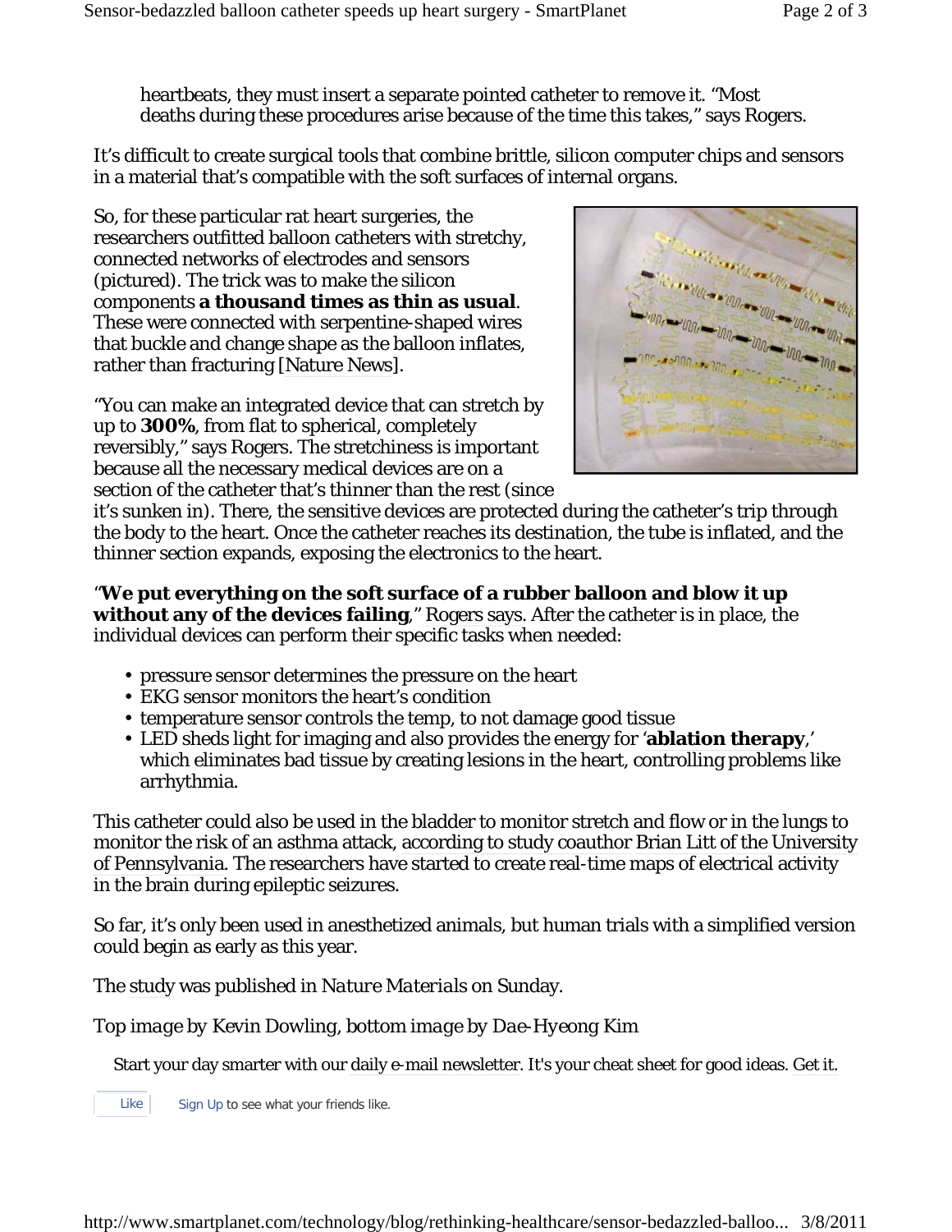heartbeats, they must insert a separate pointed catheter to remove it. "Most deaths during these procedures arise because of the time this takes," says Rogers.

It's difficult to create surgical tools that combine brittle, silicon computer chips and sensors in a material that's compatible with the soft surfaces of internal organs.

So, for these particular rat heart surgeries, the researchers outfitted balloon catheters with stretchy, connected networks of electrodes and sensors (pictured). The trick was to make the silicon components **a thousand times as thin as usual**. These were connected with serpentine-shaped wires that buckle and change shape as the balloon inflates, rather than fracturing [Nature News].

"You can make an integrated device that can stretch by up to **300%**, from flat to spherical, completely reversibly," says Rogers. The stretchiness is important because all the necessary medical devices are on a section of the catheter that's thinner than the rest (since it's sunken in). There, the sensitive devices are protected during the catheter's trip through the body to the heart. Once the catheter reaches its destination, the tube is inflated, and the thinner section expands, exposing the electronics to the heart.

"**We put everything on the soft surface of a rubber balloon and blow it up without any of the devices failing**," Rogers says. After the catheter is in place, the individual devices can perform their specific tasks when needed:

- pressure sensor determines the pressure on the heart
- EKG sensor monitors the heart's condition
- temperature sensor controls the temp, to not damage good tissue
- LED sheds light for imaging and also provides the energy for '**ablation therapy**,' which eliminates bad tissue by creating lesions in the heart, controlling problems like arrhythmia.

This catheter could also be used in the bladder to monitor stretch and flow or in the lungs to monitor the risk of an asthma attack, according to study coauthor Brian Litt of the University of Pennsylvania. The researchers have started to create real-time maps of electrical activity in the brain during epileptic seizures.

So far, it's only been used in anesthetized animals, but human trials with a simplified version could begin as early as this year.

The study was published in *Nature Materials* on Sunday.

*Top image by Kevin Dowling, bottom image by Dae-Hyeong Kim*

Start your day smarter with our daily e-mail newsletter. It's your cheat sheet for good ideas. Get it.

Like Sign Up to see what your friends like.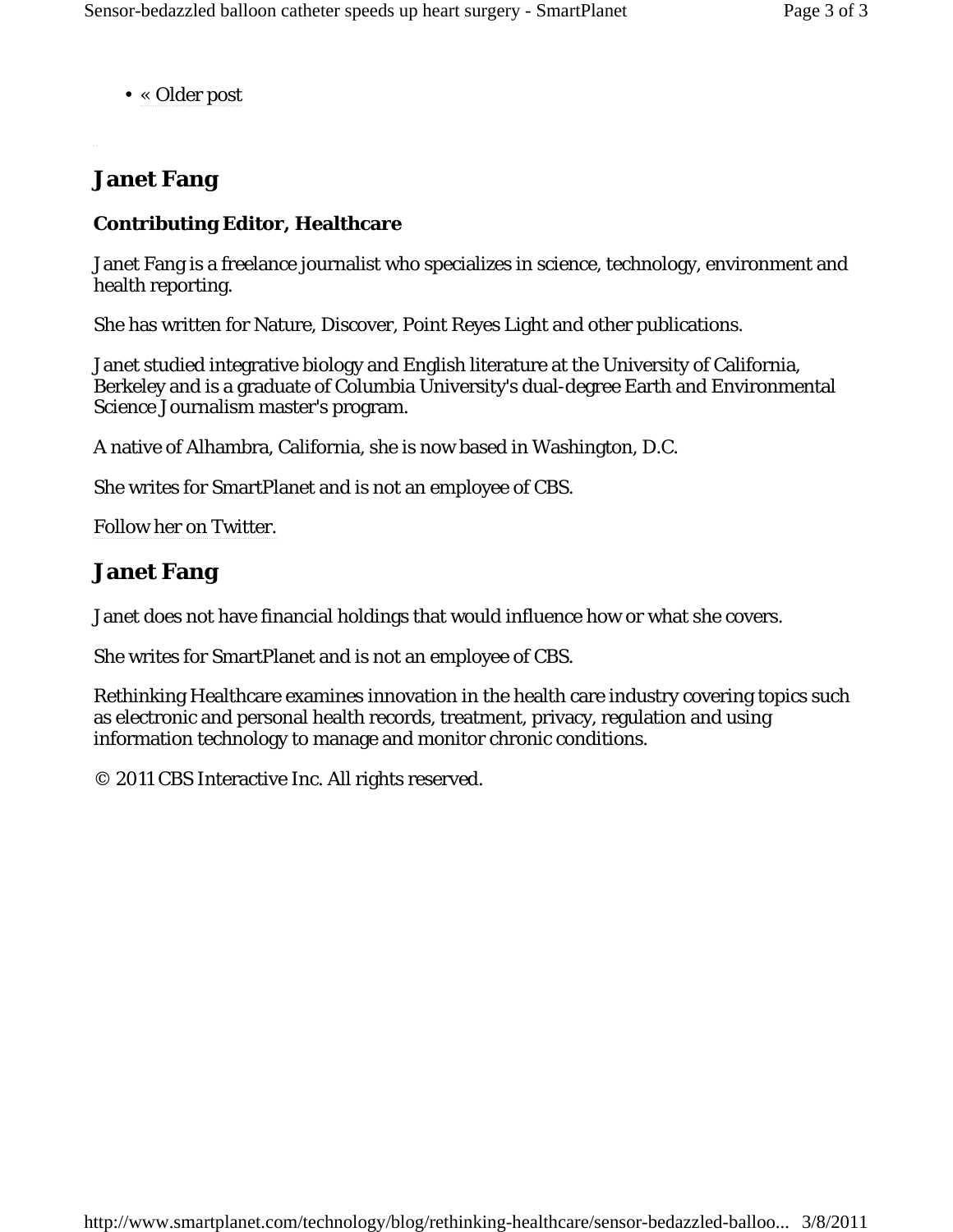- « Older post

## Janet Fang

### Contributing Editor, Healthcare

Janet Fang is a freelance journalist who specializes in science, technology, environment and health reporting.

She has written for Nature, Discover, Point Reyes Light and other publications.

Janet studied integrative biology and English literature at the University of California, Berkeley and is a graduate of Columbia University's dual-degree Earth and Environmental Science Journalism master's program.

A native of Alhambra, California, she is now based in Washington, D.C.

She writes for SmartPlanet and is not an employee of CBS.

Follow her on Twitter.

## Janet Fang

Janet does not have financial holdings that would influence how or what she covers.

She writes for SmartPlanet and is not an employee of CBS.

Rethinking Healthcare examines innovation in the health care industry covering topics such as electronic and personal health records, treatment, privacy, regulation and using information technology to manage and monitor chronic conditions.

© 2011 CBS Interactive Inc. All rights reserved.